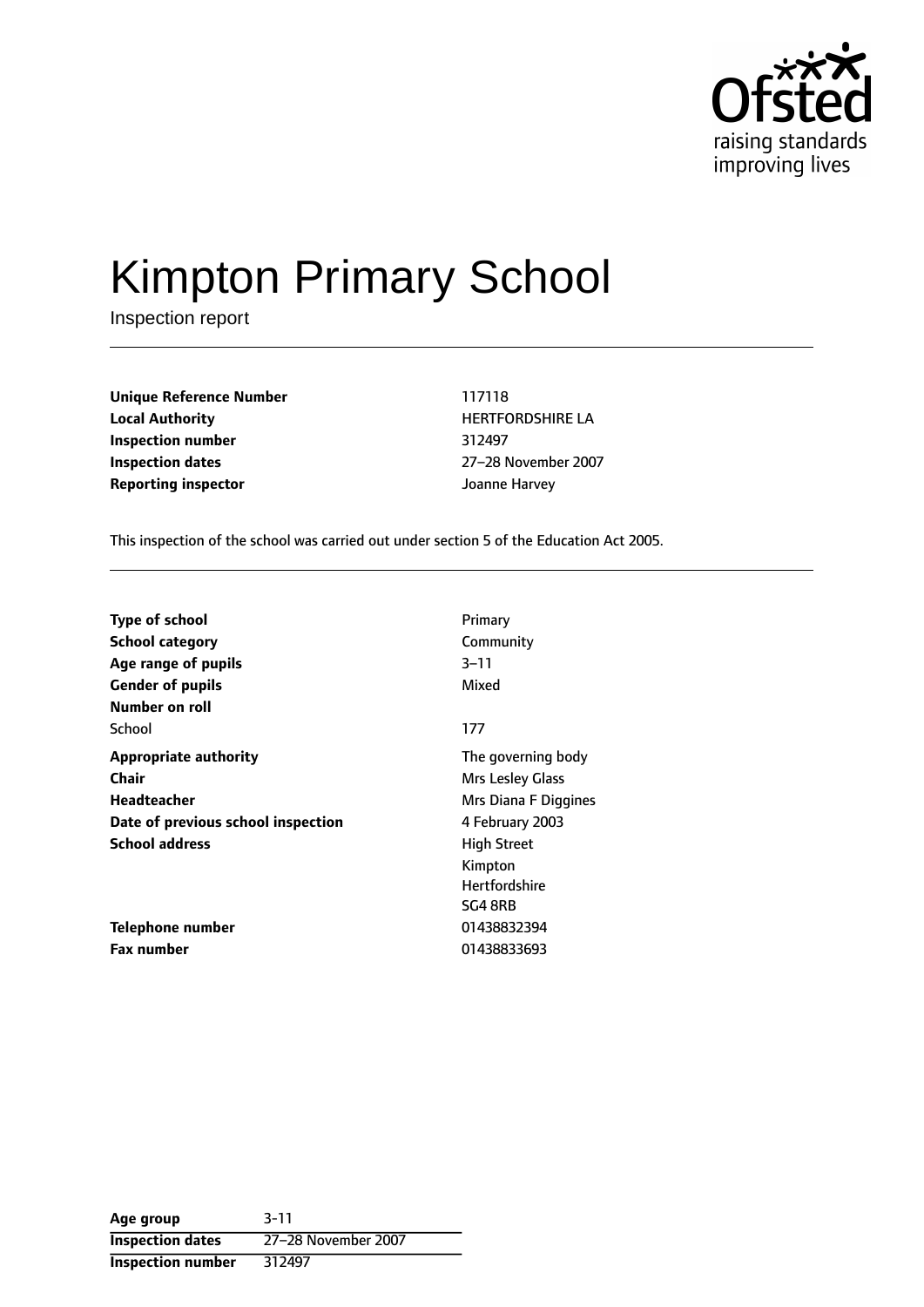# Kimpton Primary School

Inspection report

| | |
|---|---|
| **Unique Reference Number** | 117118 |
| **Local Authority** | HERTFORDSHIRE LA |
| **Inspection number** | 312497 |
| **Inspection dates** | 27–28 November 2007 |
| **Reporting inspector** | Joanne Harvey |

This inspection of the school was carried out under section 5 of the Education Act 2005.

| | |
|---|---|
| **Type of school** | Primary |
| **School category** | Community |
| **Age range of pupils** | 3–11 |
| **Gender of pupils** | Mixed |
| **Number on roll** | |
| School | 177 |
| **Appropriate authority** | The governing body |
| **Chair** | Mrs Lesley Glass |
| **Headteacher** | Mrs Diana F Diggines |
| **Date of previous school inspection** | 4 February 2003 |
| **School address** | High Street<br>Kimpton<br>Hertfordshire<br>SG4 8RB |
| **Telephone number** | 01438832394 |
| **Fax number** | 01438833693 |

| | |
|---|---|
| **Age group** | 3-11 |
| **Inspection dates** | 27–28 November 2007 |
| **Inspection number** | 312497 |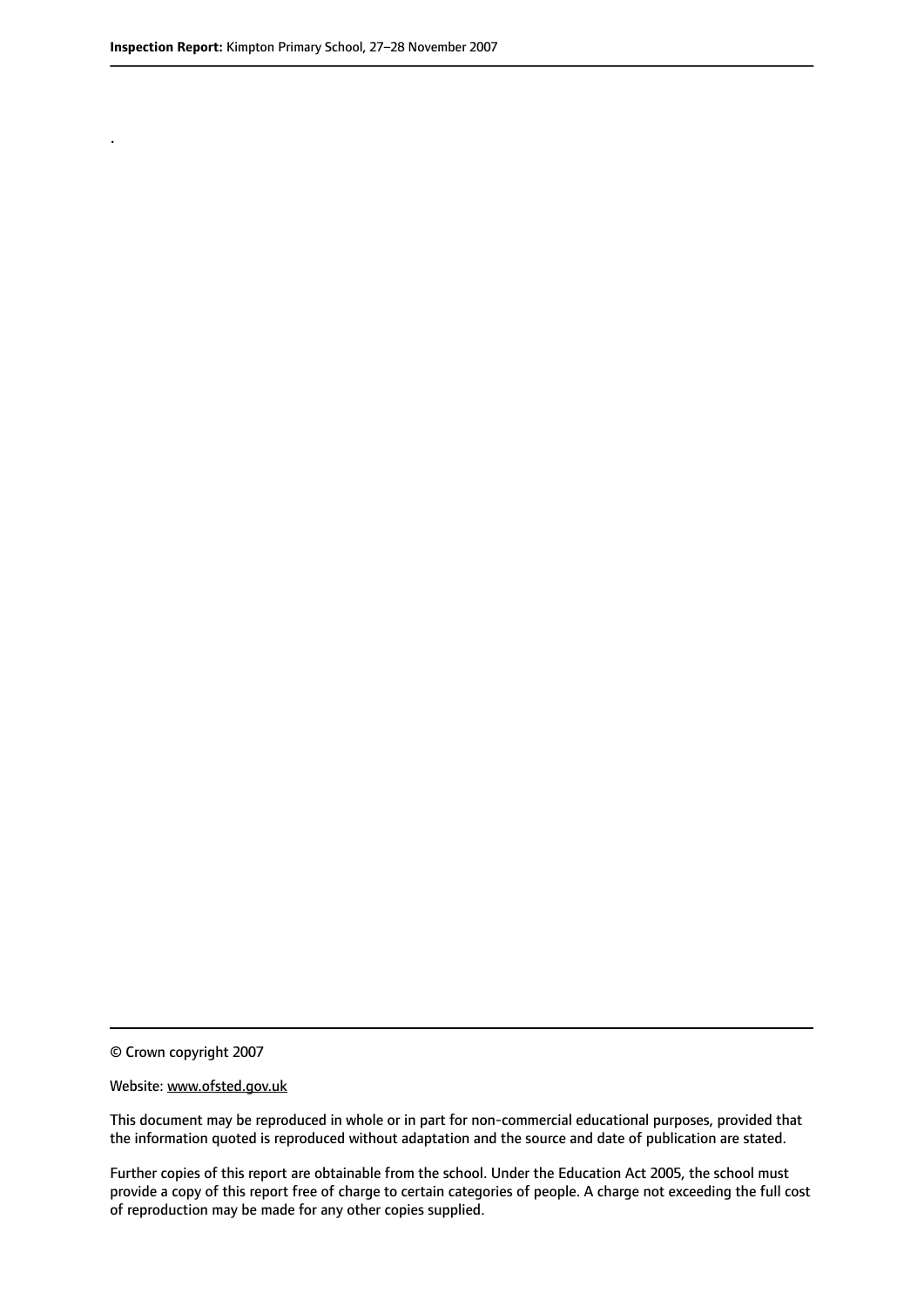.

© Crown copyright 2007

Website: www.ofsted.gov.uk

This document may be reproduced in whole or in part for non-commercial educational purposes, provided that the information quoted is reproduced without adaptation and the source and date of publication are stated.

Further copies of this report are obtainable from the school. Under the Education Act 2005, the school must provide a copy of this report free of charge to certain categories of people. A charge not exceeding the full cost of reproduction may be made for any other copies supplied.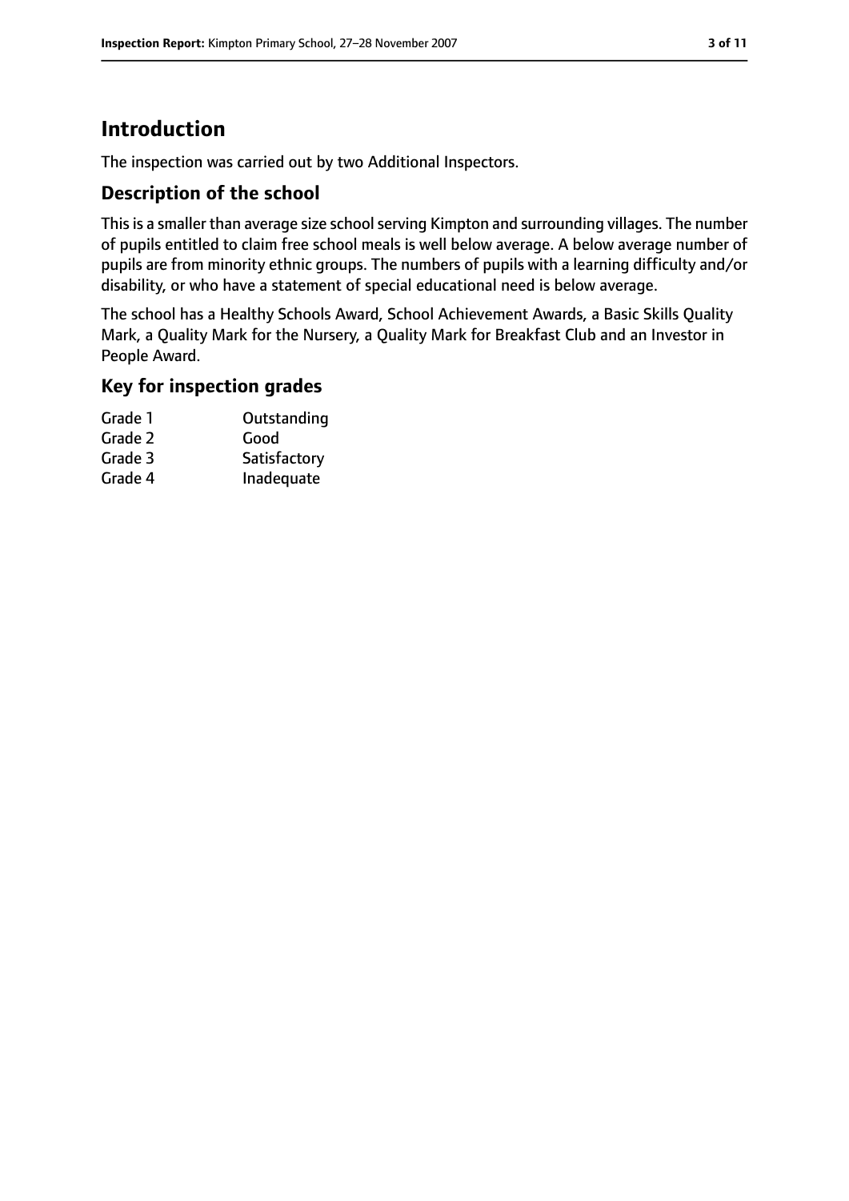# Introduction

The inspection was carried out by two Additional Inspectors.

## Description of the school

This is a smaller than average size school serving Kimpton and surrounding villages. The number of pupils entitled to claim free school meals is well below average. A below average number of pupils are from minority ethnic groups. The numbers of pupils with a learning difficulty and/or disability, or who have a statement of special educational need is below average.

The school has a Healthy Schools Award, School Achievement Awards, a Basic Skills Quality Mark, a Quality Mark for the Nursery, a Quality Mark for Breakfast Club and an Investor in People Award.

## Key for inspection grades

| | |
|---|---|
| Grade 1 | Outstanding |
| Grade 2 | Good |
| Grade 3 | Satisfactory |
| Grade 4 | Inadequate |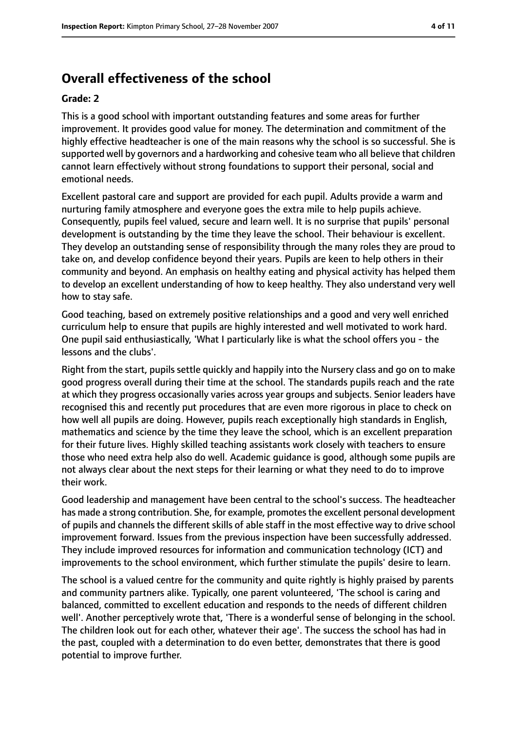## Overall effectiveness of the school

**Grade: 2**

This is a good school with important outstanding features and some areas for further improvement. It provides good value for money. The determination and commitment of the highly effective headteacher is one of the main reasons why the school is so successful. She is supported well by governors and a hardworking and cohesive team who all believe that children cannot learn effectively without strong foundations to support their personal, social and emotional needs.

Excellent pastoral care and support are provided for each pupil. Adults provide a warm and nurturing family atmosphere and everyone goes the extra mile to help pupils achieve. Consequently, pupils feel valued, secure and learn well. It is no surprise that pupils' personal development is outstanding by the time they leave the school. Their behaviour is excellent. They develop an outstanding sense of responsibility through the many roles they are proud to take on, and develop confidence beyond their years. Pupils are keen to help others in their community and beyond. An emphasis on healthy eating and physical activity has helped them to develop an excellent understanding of how to keep healthy. They also understand very well how to stay safe.

Good teaching, based on extremely positive relationships and a good and very well enriched curriculum help to ensure that pupils are highly interested and well motivated to work hard. One pupil said enthusiastically, 'What I particularly like is what the school offers you - the lessons and the clubs'.

Right from the start, pupils settle quickly and happily into the Nursery class and go on to make good progress overall during their time at the school. The standards pupils reach and the rate at which they progress occasionally varies across year groups and subjects. Senior leaders have recognised this and recently put procedures that are even more rigorous in place to check on how well all pupils are doing. However, pupils reach exceptionally high standards in English, mathematics and science by the time they leave the school, which is an excellent preparation for their future lives. Highly skilled teaching assistants work closely with teachers to ensure those who need extra help also do well. Academic guidance is good, although some pupils are not always clear about the next steps for their learning or what they need to do to improve their work.

Good leadership and management have been central to the school's success. The headteacher has made a strong contribution. She, for example, promotes the excellent personal development of pupils and channels the different skills of able staff in the most effective way to drive school improvement forward. Issues from the previous inspection have been successfully addressed. They include improved resources for information and communication technology (ICT) and improvements to the school environment, which further stimulate the pupils' desire to learn.

The school is a valued centre for the community and quite rightly is highly praised by parents and community partners alike. Typically, one parent volunteered, 'The school is caring and balanced, committed to excellent education and responds to the needs of different children well'. Another perceptively wrote that, 'There is a wonderful sense of belonging in the school. The children look out for each other, whatever their age'. The success the school has had in the past, coupled with a determination to do even better, demonstrates that there is good potential to improve further.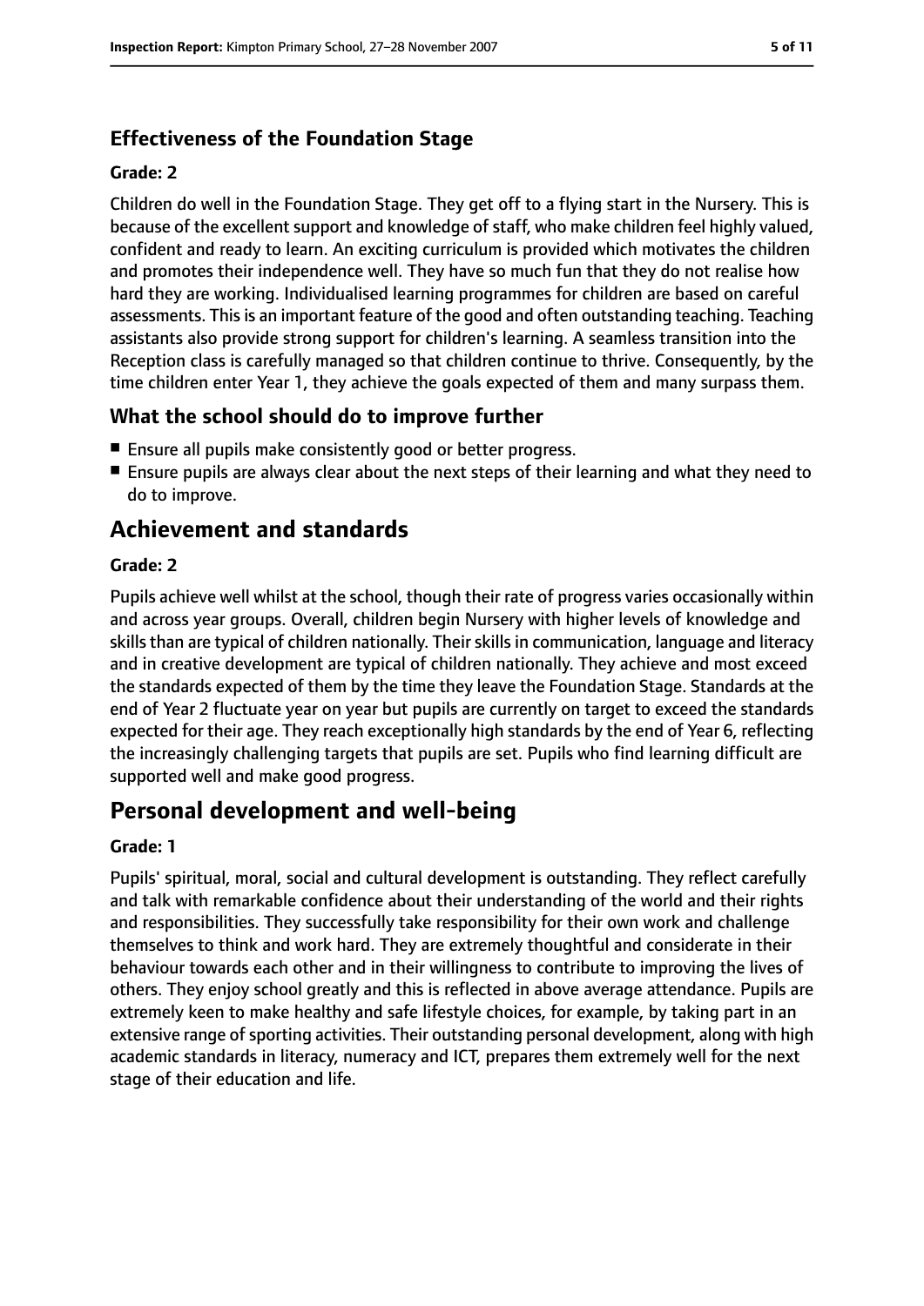### Effectiveness of the Foundation Stage

#### Grade: 2

Children do well in the Foundation Stage. They get off to a flying start in the Nursery. This is because of the excellent support and knowledge of staff, who make children feel highly valued, confident and ready to learn. An exciting curriculum is provided which motivates the children and promotes their independence well. They have so much fun that they do not realise how hard they are working. Individualised learning programmes for children are based on careful assessments. This is an important feature of the good and often outstanding teaching. Teaching assistants also provide strong support for children's learning. A seamless transition into the Reception class is carefully managed so that children continue to thrive. Consequently, by the time children enter Year 1, they achieve the goals expected of them and many surpass them.

### What the school should do to improve further

- Ensure all pupils make consistently good or better progress.
- Ensure pupils are always clear about the next steps of their learning and what they need to do to improve.

## Achievement and standards

#### Grade: 2

Pupils achieve well whilst at the school, though their rate of progress varies occasionally within and across year groups. Overall, children begin Nursery with higher levels of knowledge and skills than are typical of children nationally. Their skills in communication, language and literacy and in creative development are typical of children nationally. They achieve and most exceed the standards expected of them by the time they leave the Foundation Stage. Standards at the end of Year 2 fluctuate year on year but pupils are currently on target to exceed the standards expected for their age. They reach exceptionally high standards by the end of Year 6, reflecting the increasingly challenging targets that pupils are set. Pupils who find learning difficult are supported well and make good progress.

## Personal development and well-being

#### Grade: 1

Pupils' spiritual, moral, social and cultural development is outstanding. They reflect carefully and talk with remarkable confidence about their understanding of the world and their rights and responsibilities. They successfully take responsibility for their own work and challenge themselves to think and work hard. They are extremely thoughtful and considerate in their behaviour towards each other and in their willingness to contribute to improving the lives of others. They enjoy school greatly and this is reflected in above average attendance. Pupils are extremely keen to make healthy and safe lifestyle choices, for example, by taking part in an extensive range of sporting activities. Their outstanding personal development, along with high academic standards in literacy, numeracy and ICT, prepares them extremely well for the next stage of their education and life.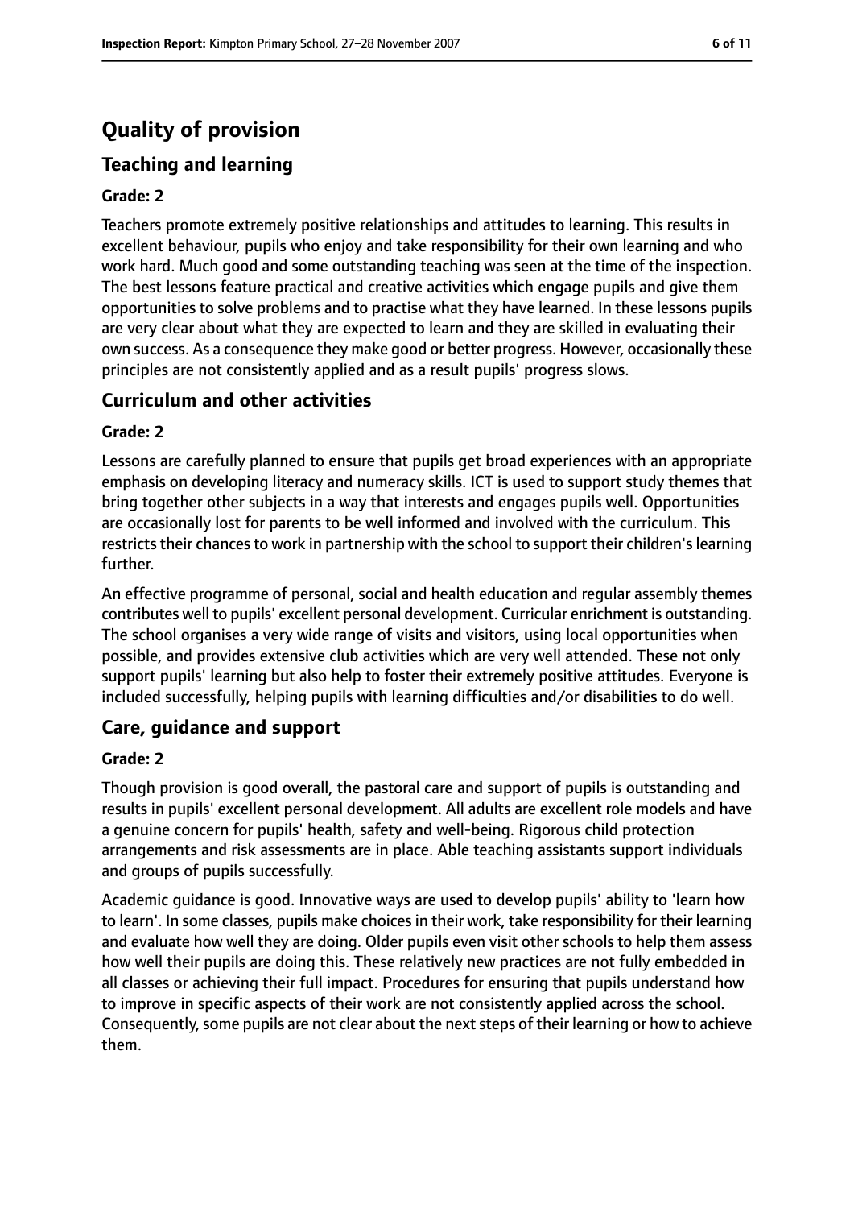# Quality of provision

## Teaching and learning

**Grade: 2**

Teachers promote extremely positive relationships and attitudes to learning. This results in excellent behaviour, pupils who enjoy and take responsibility for their own learning and who work hard. Much good and some outstanding teaching was seen at the time of the inspection. The best lessons feature practical and creative activities which engage pupils and give them opportunities to solve problems and to practise what they have learned. In these lessons pupils are very clear about what they are expected to learn and they are skilled in evaluating their own success. As a consequence they make good or better progress. However, occasionally these principles are not consistently applied and as a result pupils' progress slows.

## Curriculum and other activities

**Grade: 2**

Lessons are carefully planned to ensure that pupils get broad experiences with an appropriate emphasis on developing literacy and numeracy skills. ICT is used to support study themes that bring together other subjects in a way that interests and engages pupils well. Opportunities are occasionally lost for parents to be well informed and involved with the curriculum. This restricts their chances to work in partnership with the school to support their children's learning further.

An effective programme of personal, social and health education and regular assembly themes contributes well to pupils' excellent personal development. Curricular enrichment is outstanding. The school organises a very wide range of visits and visitors, using local opportunities when possible, and provides extensive club activities which are very well attended. These not only support pupils' learning but also help to foster their extremely positive attitudes. Everyone is included successfully, helping pupils with learning difficulties and/or disabilities to do well.

## Care, guidance and support

**Grade: 2**

Though provision is good overall, the pastoral care and support of pupils is outstanding and results in pupils' excellent personal development. All adults are excellent role models and have a genuine concern for pupils' health, safety and well-being. Rigorous child protection arrangements and risk assessments are in place. Able teaching assistants support individuals and groups of pupils successfully.

Academic guidance is good. Innovative ways are used to develop pupils' ability to 'learn how to learn'. In some classes, pupils make choices in their work, take responsibility for their learning and evaluate how well they are doing. Older pupils even visit other schools to help them assess how well their pupils are doing this. These relatively new practices are not fully embedded in all classes or achieving their full impact. Procedures for ensuring that pupils understand how to improve in specific aspects of their work are not consistently applied across the school. Consequently, some pupils are not clear about the next steps of their learning or how to achieve them.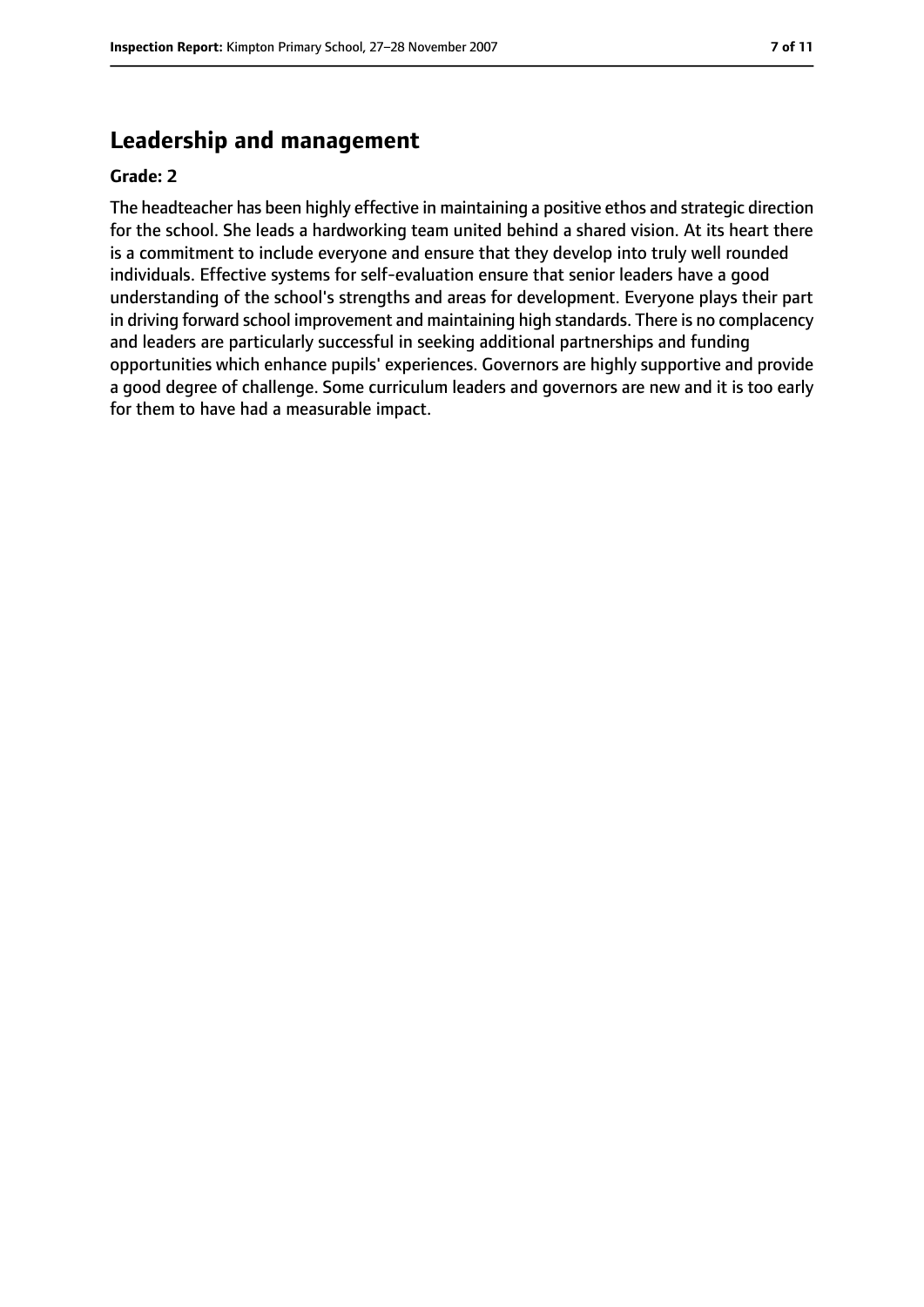## Leadership and management

**Grade: 2**

The headteacher has been highly effective in maintaining a positive ethos and strategic direction for the school. She leads a hardworking team united behind a shared vision. At its heart there is a commitment to include everyone and ensure that they develop into truly well rounded individuals. Effective systems for self-evaluation ensure that senior leaders have a good understanding of the school's strengths and areas for development. Everyone plays their part in driving forward school improvement and maintaining high standards. There is no complacency and leaders are particularly successful in seeking additional partnerships and funding opportunities which enhance pupils' experiences. Governors are highly supportive and provide a good degree of challenge. Some curriculum leaders and governors are new and it is too early for them to have had a measurable impact.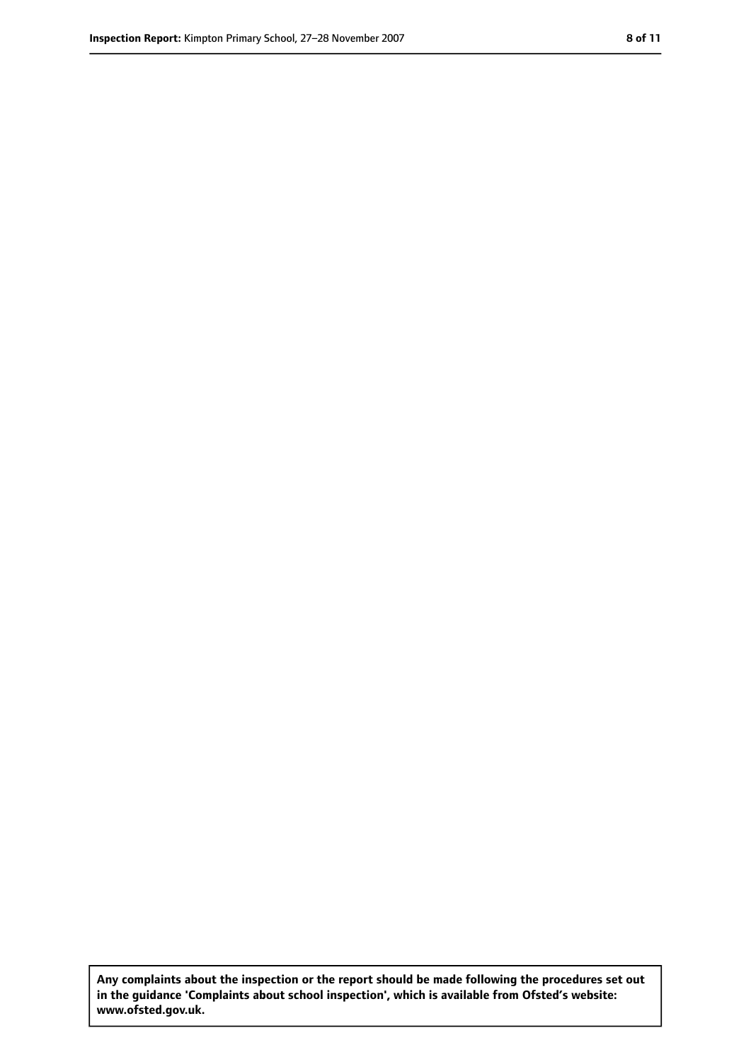**Any complaints about the inspection or the report should be made following the procedures set out in the guidance 'Complaints about school inspection', which is available from Ofsted's website: www.ofsted.gov.uk.**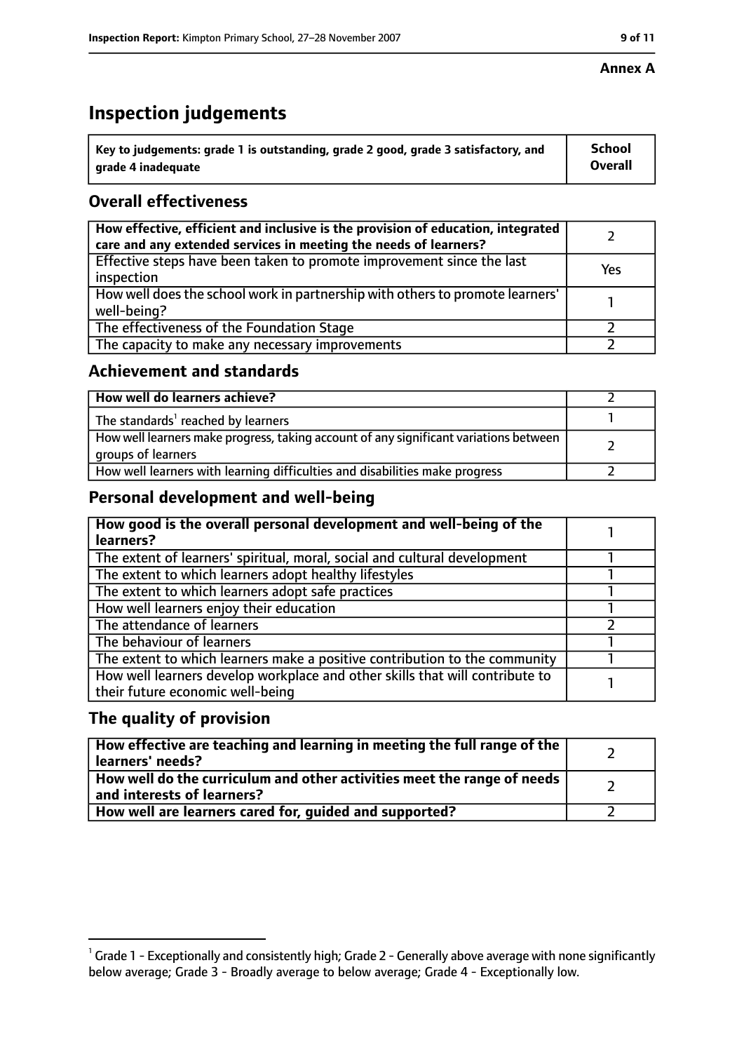**Annex A**

# Inspection judgements

| Key to judgements: grade 1 is outstanding, grade 2 good, grade 3 satisfactory, and grade 4 inadequate | School Overall |
| --- | --- |

## Overall effectiveness

| | |
| --- | --- |
| How effective, efficient and inclusive is the provision of education, integrated care and any extended services in meeting the needs of learners? | 2 |
| Effective steps have been taken to promote improvement since the last inspection | Yes |
| How well does the school work in partnership with others to promote learners' well-being? | 1 |
| The effectiveness of the Foundation Stage | 2 |
| The capacity to make any necessary improvements | 2 |

## Achievement and standards

| | |
| --- | --- |
| How well do learners achieve? | 2 |
| The standards[1] reached by learners | 1 |
| How well learners make progress, taking account of any significant variations between groups of learners | 2 |
| How well learners with learning difficulties and disabilities make progress | 2 |

## Personal development and well-being

| | |
| --- | --- |
| How good is the overall personal development and well-being of the learners? | 1 |
| The extent of learners' spiritual, moral, social and cultural development | 1 |
| The extent to which learners adopt healthy lifestyles | 1 |
| The extent to which learners adopt safe practices | 1 |
| How well learners enjoy their education | 1 |
| The attendance of learners | 2 |
| The behaviour of learners | 1 |
| The extent to which learners make a positive contribution to the community | 1 |
| How well learners develop workplace and other skills that will contribute to their future economic well-being | 1 |

## The quality of provision

| | |
| --- | --- |
| How effective are teaching and learning in meeting the full range of the learners' needs? | 2 |
| How well do the curriculum and other activities meet the range of needs and interests of learners? | 2 |
| How well are learners cared for, guided and supported? | 2 |

[1] Grade 1 - Exceptionally and consistently high; Grade 2 - Generally above average with none significantly below average; Grade 3 - Broadly average to below average; Grade 4 - Exceptionally low.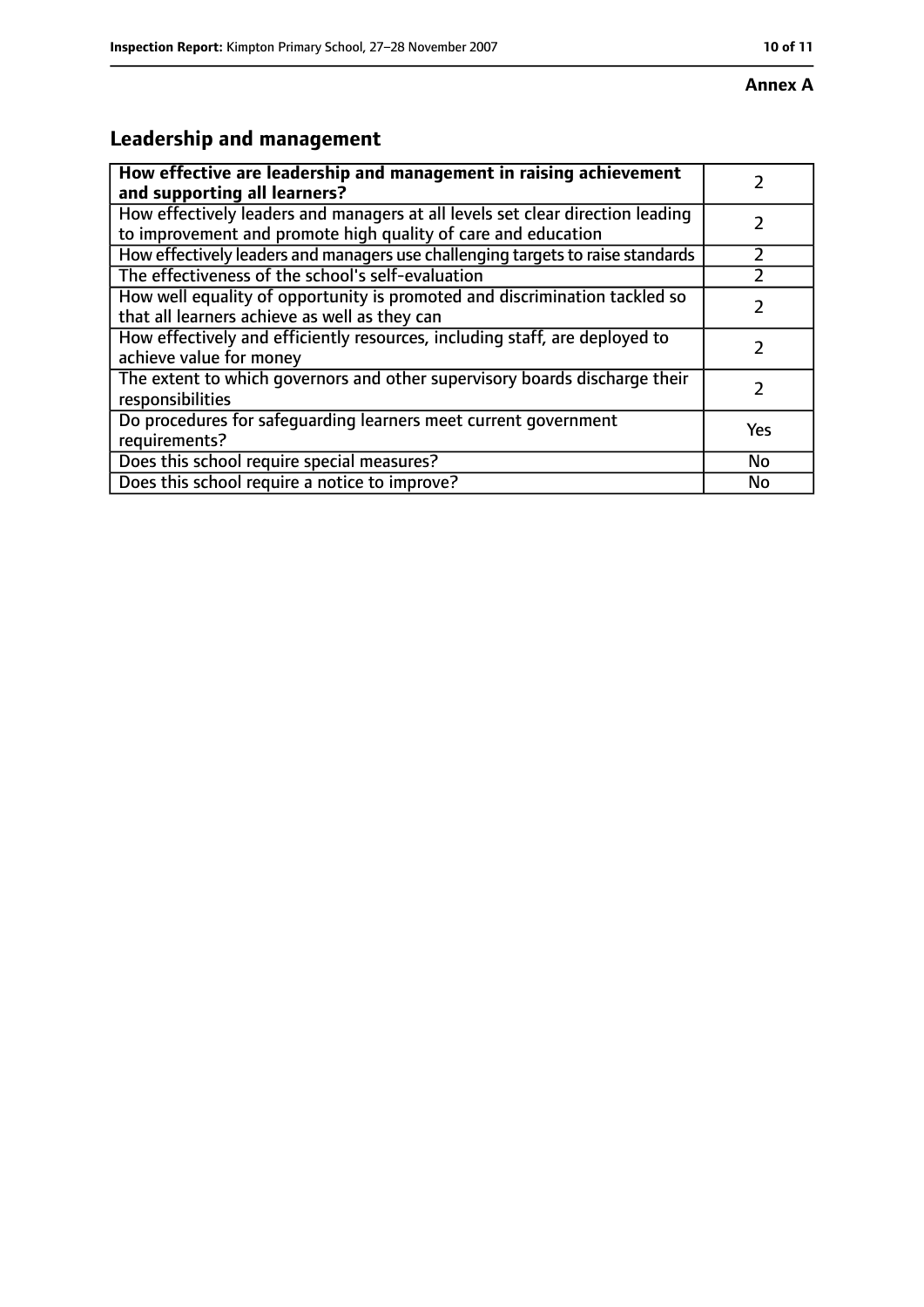**Annex A**

## Leadership and management

| How effective are leadership and management in raising achievement and supporting all learners? | 2 |
|---|---|
| How effectively leaders and managers at all levels set clear direction leading to improvement and promote high quality of care and education | 2 |
| How effectively leaders and managers use challenging targets to raise standards | 2 |
| The effectiveness of the school's self-evaluation | 2 |
| How well equality of opportunity is promoted and discrimination tackled so that all learners achieve as well as they can | 2 |
| How effectively and efficiently resources, including staff, are deployed to achieve value for money | 2 |
| The extent to which governors and other supervisory boards discharge their responsibilities | 2 |
| Do procedures for safeguarding learners meet current government requirements? | Yes |
| Does this school require special measures? | No |
| Does this school require a notice to improve? | No |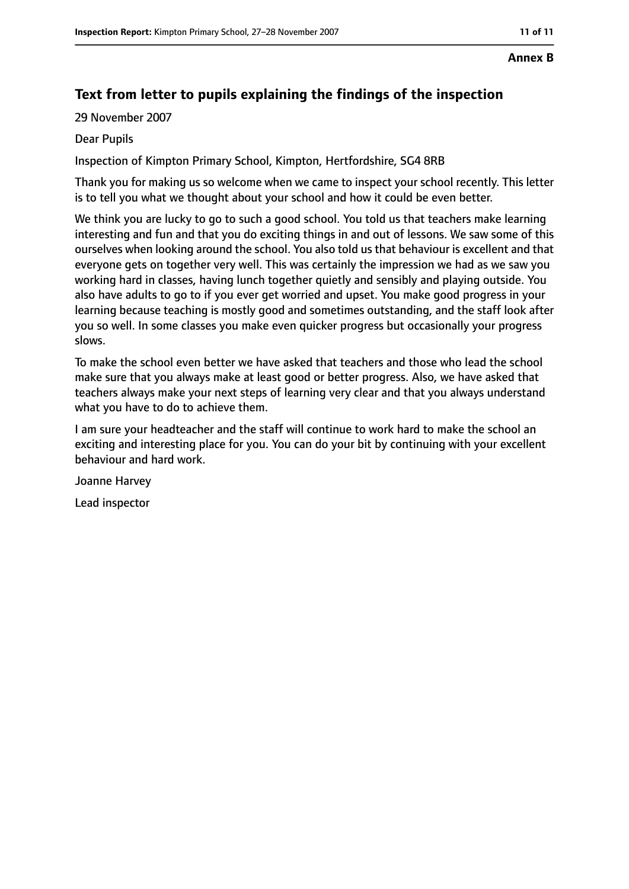**Annex B**

## Text from letter to pupils explaining the findings of the inspection

29 November 2007

Dear Pupils

Inspection of Kimpton Primary School, Kimpton, Hertfordshire, SG4 8RB

Thank you for making us so welcome when we came to inspect your school recently. This letter is to tell you what we thought about your school and how it could be even better.

We think you are lucky to go to such a good school. You told us that teachers make learning interesting and fun and that you do exciting things in and out of lessons. We saw some of this ourselves when looking around the school. You also told us that behaviour is excellent and that everyone gets on together very well. This was certainly the impression we had as we saw you working hard in classes, having lunch together quietly and sensibly and playing outside. You also have adults to go to if you ever get worried and upset. You make good progress in your learning because teaching is mostly good and sometimes outstanding, and the staff look after you so well. In some classes you make even quicker progress but occasionally your progress slows.

To make the school even better we have asked that teachers and those who lead the school make sure that you always make at least good or better progress. Also, we have asked that teachers always make your next steps of learning very clear and that you always understand what you have to do to achieve them.

I am sure your headteacher and the staff will continue to work hard to make the school an exciting and interesting place for you. You can do your bit by continuing with your excellent behaviour and hard work.

Joanne Harvey

Lead inspector